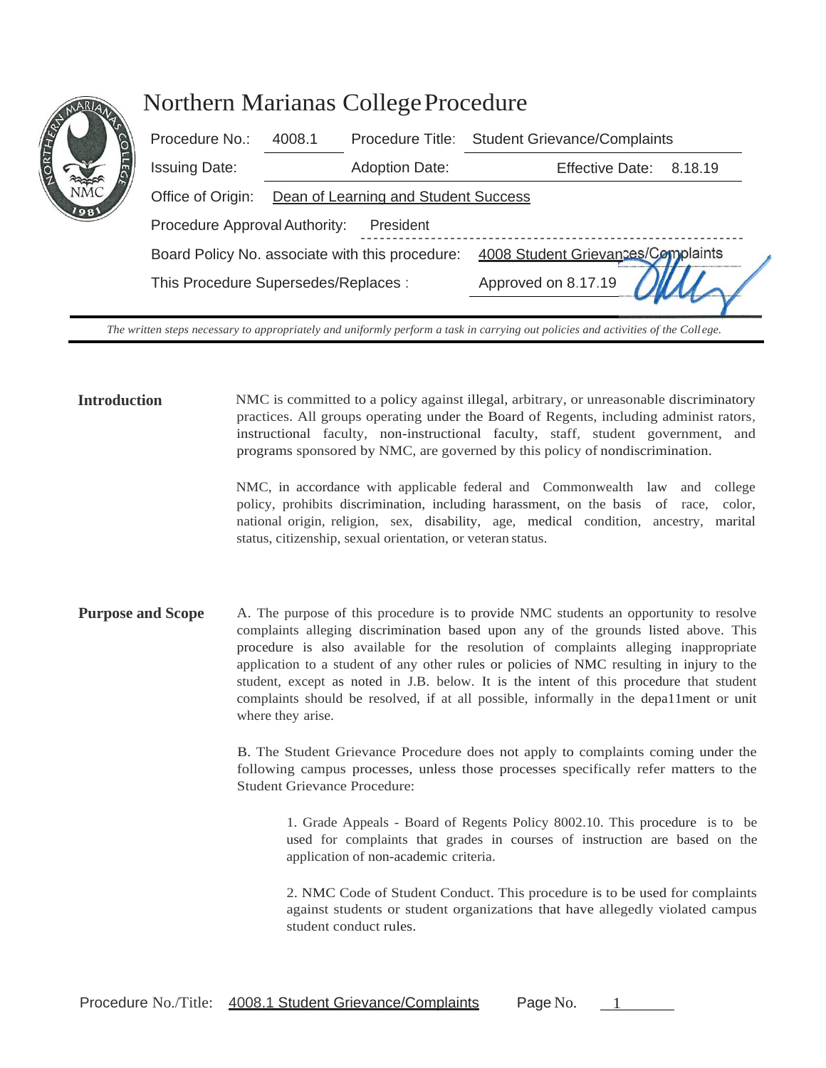# Northern Marianas College Procedure

| | | | |
|---|---|---|---|
| Procedure No.: | 4008.1 | Procedure Title: | Student Grievance/Complaints |
| Issuing Date: | | Adoption Date: | Effective Date: 8.18.19 |
| Office of Origin: | Dean of Learning and Student Success | | |
| Procedure Approval Authority: | President | | |
| Board Policy No. associate with this procedure: | | | 4008 Student Grievances/Complaints |
| This Procedure Supersedes/Replaces : | | | Approved on 8.17.19 |

*The written steps necessary to appropriately and uniformly perform a task in carrying out policies and activities of the College.*

## Introduction

NMC is committed to a policy against illegal, arbitrary, or unreasonable discriminatory practices. All groups operating under the Board of Regents, including administ rators, instructional faculty, non-instructional faculty, staff, student government, and programs sponsored by NMC, are governed by this policy of nondiscrimination.

NMC, in accordance with applicable federal and Commonwealth law and college policy, prohibits discrimination, including harassment, on the basis of race, color, national origin, religion, sex, disability, age, medical condition, ancestry, marital status, citizenship, sexual orientation, or veteran status.

## Purpose and Scope

A. The purpose of this procedure is to provide NMC students an opportunity to resolve complaints alleging discrimination based upon any of the grounds listed above. This procedure is also available for the resolution of complaints alleging inappropriate application to a student of any other rules or policies of NMC resulting in injury to the student, except as noted in J.B. below. It is the intent of this procedure that student complaints should be resolved, if at all possible, informally in the depa11ment or unit where they arise.

B. The Student Grievance Procedure does not apply to complaints coming under the following campus processes, unless those processes specifically refer matters to the Student Grievance Procedure:

1. Grade Appeals - Board of Regents Policy 8002.10. This procedure is to be used for complaints that grades in courses of instruction are based on the application of non-academic criteria.

2. NMC Code of Student Conduct. This procedure is to be used for complaints against students or student organizations that have allegedly violated campus student conduct rules.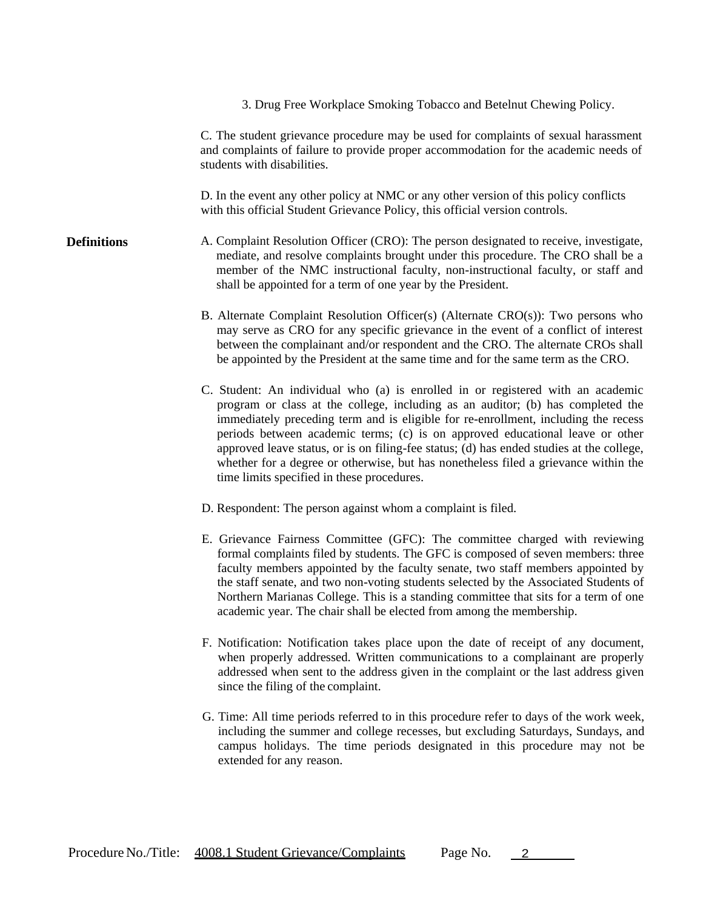3. Drug Free Workplace Smoking Tobacco and Betelnut Chewing Policy.

C. The student grievance procedure may be used for complaints of sexual harassment and complaints of failure to provide proper accommodation for the academic needs of students with disabilities.

D. In the event any other policy at NMC or any other version of this policy conflicts with this official Student Grievance Policy, this official version controls.

**Definitions**

A. Complaint Resolution Officer (CRO): The person designated to receive, investigate, mediate, and resolve complaints brought under this procedure. The CRO shall be a member of the NMC instructional faculty, non-instructional faculty, or staff and shall be appointed for a term of one year by the President.

B. Alternate Complaint Resolution Officer(s) (Alternate CRO(s)): Two persons who may serve as CRO for any specific grievance in the event of a conflict of interest between the complainant and/or respondent and the CRO. The alternate CROs shall be appointed by the President at the same time and for the same term as the CRO.

C. Student: An individual who (a) is enrolled in or registered with an academic program or class at the college, including as an auditor; (b) has completed the immediately preceding term and is eligible for re-enrollment, including the recess periods between academic terms; (c) is on approved educational leave or other approved leave status, or is on filing-fee status; (d) has ended studies at the college, whether for a degree or otherwise, but has nonetheless filed a grievance within the time limits specified in these procedures.

D. Respondent: The person against whom a complaint is filed.

E. Grievance Fairness Committee (GFC): The committee charged with reviewing formal complaints filed by students. The GFC is composed of seven members: three faculty members appointed by the faculty senate, two staff members appointed by the staff senate, and two non-voting students selected by the Associated Students of Northern Marianas College. This is a standing committee that sits for a term of one academic year. The chair shall be elected from among the membership.

F. Notification: Notification takes place upon the date of receipt of any document, when properly addressed. Written communications to a complainant are properly addressed when sent to the address given in the complaint or the last address given since the filing of the complaint.

G. Time: All time periods referred to in this procedure refer to days of the work week, including the summer and college recesses, but excluding Saturdays, Sundays, and campus holidays. The time periods designated in this procedure may not be extended for any reason.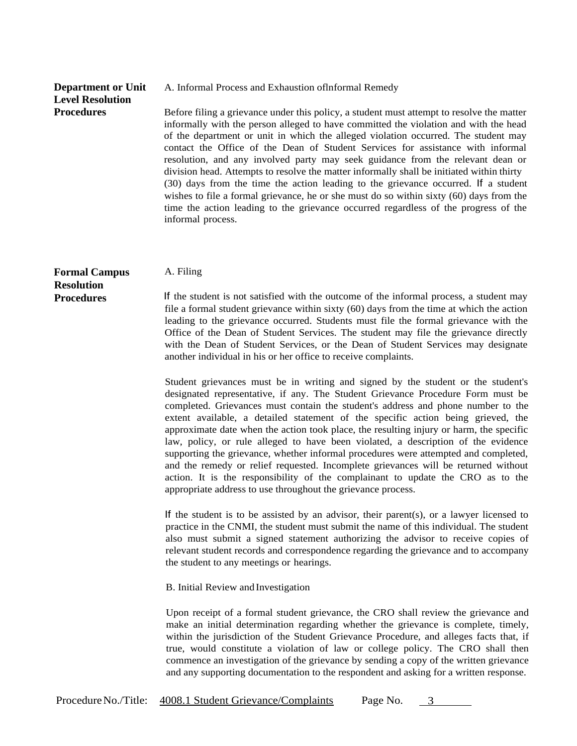## Department or Unit Level Resolution Procedures

A. Informal Process and Exhaustion oflnformal Remedy

Before filing a grievance under this policy, a student must attempt to resolve the matter informally with the person alleged to have committed the violation and with the head of the department or unit in which the alleged violation occurred. The student may contact the Office of the Dean of Student Services for assistance with informal resolution, and any involved party may seek guidance from the relevant dean or division head. Attempts to resolve the matter informally shall be initiated within thirty (30) days from the time the action leading to the grievance occurred. If a student wishes to file a formal grievance, he or she must do so within sixty (60) days from the time the action leading to the grievance occurred regardless of the progress of the informal process.

## Formal Campus Resolution Procedures

A. Filing

If the student is not satisfied with the outcome of the informal process, a student may file a formal student grievance within sixty (60) days from the time at which the action leading to the grievance occurred. Students must file the formal grievance with the Office of the Dean of Student Services. The student may file the grievance directly with the Dean of Student Services, or the Dean of Student Services may designate another individual in his or her office to receive complaints.

Student grievances must be in writing and signed by the student or the student's designated representative, if any. The Student Grievance Procedure Form must be completed. Grievances must contain the student's address and phone number to the extent available, a detailed statement of the specific action being grieved, the approximate date when the action took place, the resulting injury or harm, the specific law, policy, or rule alleged to have been violated, a description of the evidence supporting the grievance, whether informal procedures were attempted and completed, and the remedy or relief requested. Incomplete grievances will be returned without action. It is the responsibility of the complainant to update the CRO as to the appropriate address to use throughout the grievance process.

If the student is to be assisted by an advisor, their parent(s), or a lawyer licensed to practice in the CNMI, the student must submit the name of this individual. The student also must submit a signed statement authorizing the advisor to receive copies of relevant student records and correspondence regarding the grievance and to accompany the student to any meetings or hearings.

B. Initial Review and Investigation

Upon receipt of a formal student grievance, the CRO shall review the grievance and make an initial determination regarding whether the grievance is complete, timely, within the jurisdiction of the Student Grievance Procedure, and alleges facts that, if true, would constitute a violation of law or college policy. The CRO shall then commence an investigation of the grievance by sending a copy of the written grievance and any supporting documentation to the respondent and asking for a written response.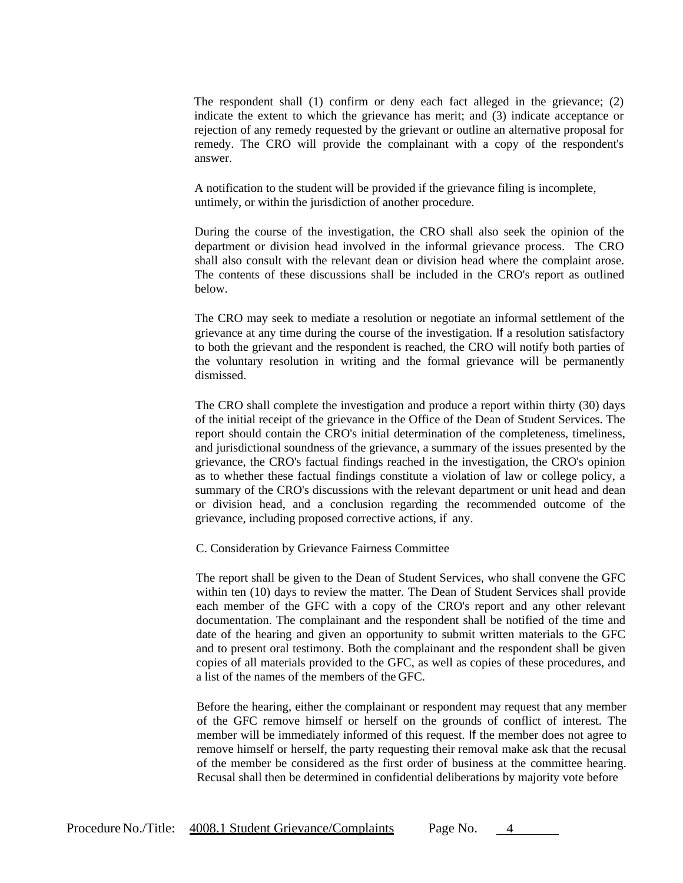The respondent shall (1) confirm or deny each fact alleged in the grievance; (2) indicate the extent to which the grievance has merit; and (3) indicate acceptance or rejection of any remedy requested by the grievant or outline an alternative proposal for remedy. The CRO will provide the complainant with a copy of the respondent's answer.

A notification to the student will be provided if the grievance filing is incomplete, untimely, or within the jurisdiction of another procedure.

During the course of the investigation, the CRO shall also seek the opinion of the department or division head involved in the informal grievance process. The CRO shall also consult with the relevant dean or division head where the complaint arose. The contents of these discussions shall be included in the CRO's report as outlined below.

The CRO may seek to mediate a resolution or negotiate an informal settlement of the grievance at any time during the course of the investigation. If a resolution satisfactory to both the grievant and the respondent is reached, the CRO will notify both parties of the voluntary resolution in writing and the formal grievance will be permanently dismissed.

The CRO shall complete the investigation and produce a report within thirty (30) days of the initial receipt of the grievance in the Office of the Dean of Student Services. The report should contain the CRO's initial determination of the completeness, timeliness, and jurisdictional soundness of the grievance, a summary of the issues presented by the grievance, the CRO's factual findings reached in the investigation, the CRO's opinion as to whether these factual findings constitute a violation of law or college policy, a summary of the CRO's discussions with the relevant department or unit head and dean or division head, and a conclusion regarding the recommended outcome of the grievance, including proposed corrective actions, if any.

C. Consideration by Grievance Fairness Committee

The report shall be given to the Dean of Student Services, who shall convene the GFC within ten (10) days to review the matter. The Dean of Student Services shall provide each member of the GFC with a copy of the CRO's report and any other relevant documentation. The complainant and the respondent shall be notified of the time and date of the hearing and given an opportunity to submit written materials to the GFC and to present oral testimony. Both the complainant and the respondent shall be given copies of all materials provided to the GFC, as well as copies of these procedures, and a list of the names of the members of the GFC.

Before the hearing, either the complainant or respondent may request that any member of the GFC remove himself or herself on the grounds of conflict of interest. The member will be immediately informed of this request. If the member does not agree to remove himself or herself, the party requesting their removal make ask that the recusal of the member be considered as the first order of business at the committee hearing. Recusal shall then be determined in confidential deliberations by majority vote before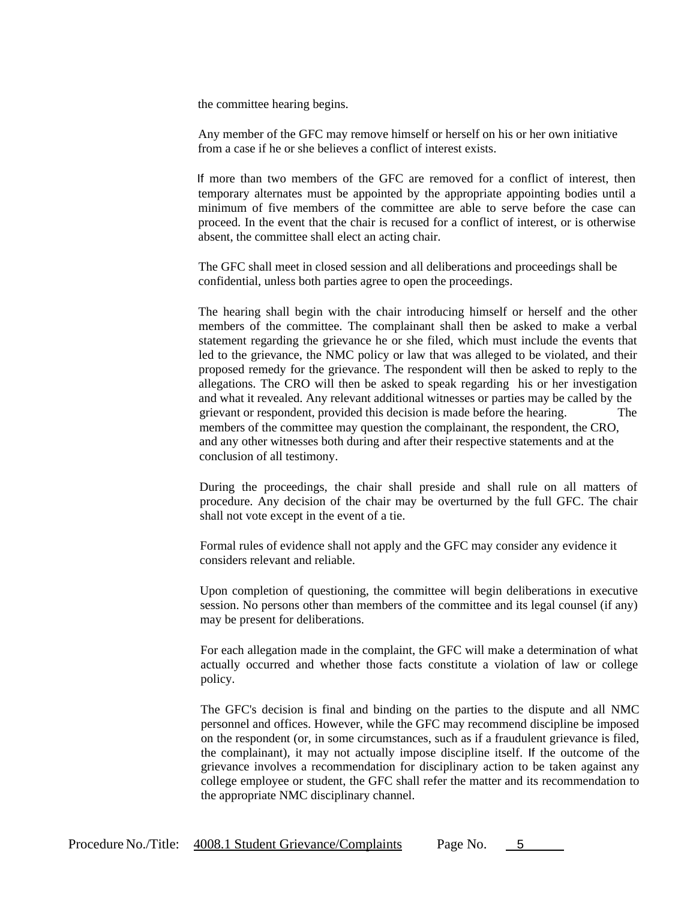the committee hearing begins.

Any member of the GFC may remove himself or herself on his or her own initiative from a case if he or she believes a conflict of interest exists.

If more than two members of the GFC are removed for a conflict of interest, then temporary alternates must be appointed by the appropriate appointing bodies until a minimum of five members of the committee are able to serve before the case can proceed. In the event that the chair is recused for a conflict of interest, or is otherwise absent, the committee shall elect an acting chair.

The GFC shall meet in closed session and all deliberations and proceedings shall be confidential, unless both parties agree to open the proceedings.

The hearing shall begin with the chair introducing himself or herself and the other members of the committee. The complainant shall then be asked to make a verbal statement regarding the grievance he or she filed, which must include the events that led to the grievance, the NMC policy or law that was alleged to be violated, and their proposed remedy for the grievance. The respondent will then be asked to reply to the allegations. The CRO will then be asked to speak regarding his or her investigation and what it revealed. Any relevant additional witnesses or parties may be called by the grievant or respondent, provided this decision is made before the hearing. The members of the committee may question the complainant, the respondent, the CRO, and any other witnesses both during and after their respective statements and at the conclusion of all testimony.

During the proceedings, the chair shall preside and shall rule on all matters of procedure. Any decision of the chair may be overturned by the full GFC. The chair shall not vote except in the event of a tie.

Formal rules of evidence shall not apply and the GFC may consider any evidence it considers relevant and reliable.

Upon completion of questioning, the committee will begin deliberations in executive session. No persons other than members of the committee and its legal counsel (if any) may be present for deliberations.

For each allegation made in the complaint, the GFC will make a determination of what actually occurred and whether those facts constitute a violation of law or college policy.

The GFC's decision is final and binding on the parties to the dispute and all NMC personnel and offices. However, while the GFC may recommend discipline be imposed on the respondent (or, in some circumstances, such as if a fraudulent grievance is filed, the complainant), it may not actually impose discipline itself. If the outcome of the grievance involves a recommendation for disciplinary action to be taken against any college employee or student, the GFC shall refer the matter and its recommendation to the appropriate NMC disciplinary channel.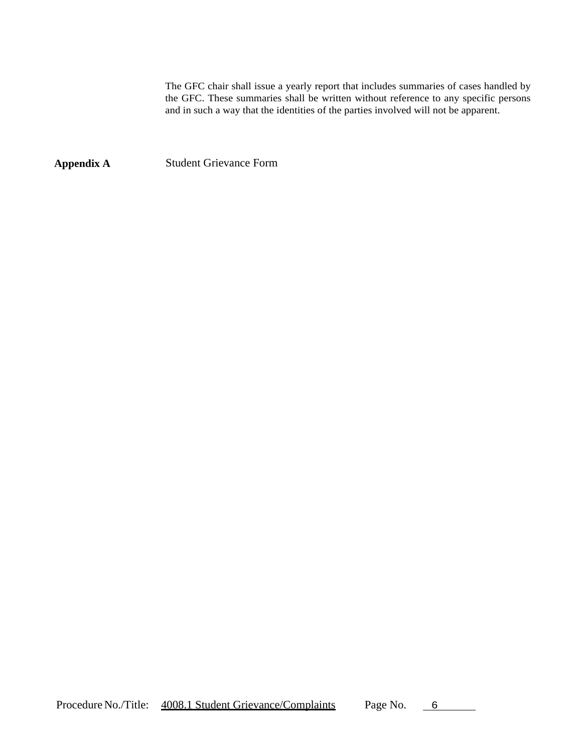The GFC chair shall issue a yearly report that includes summaries of cases handled by the GFC. These summaries shall be written without reference to any specific persons and in such a way that the identities of the parties involved will not be apparent.

**Appendix A** Student Grievance Form